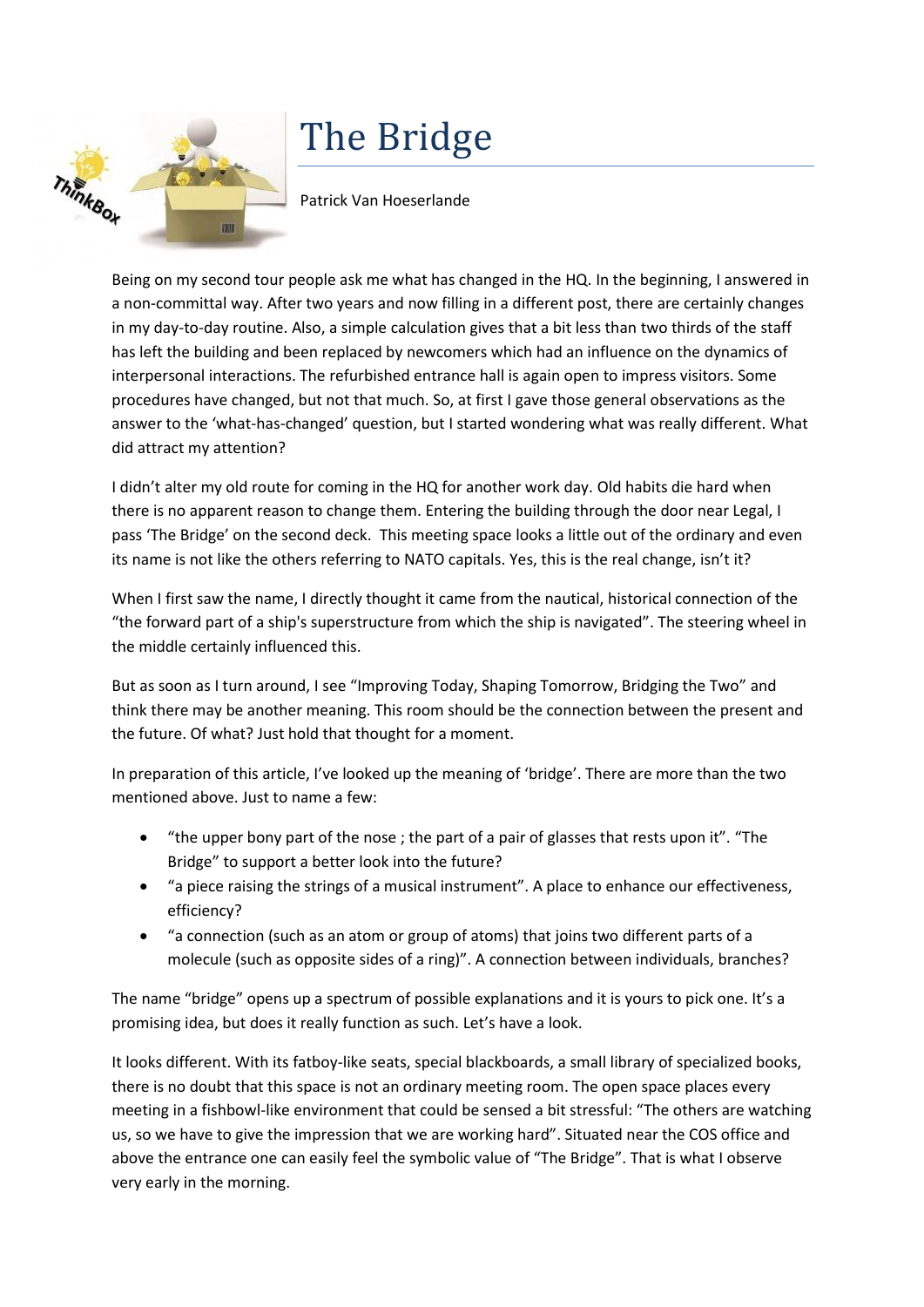# The Bridge

Patrick Van Hoeserlande

Being on my second tour people ask me what has changed in the HQ. In the beginning, I answered in a non-committal way. After two years and now filling in a different post, there are certainly changes in my day-to-day routine. Also, a simple calculation gives that a bit less than two thirds of the staff has left the building and been replaced by newcomers which had an influence on the dynamics of interpersonal interactions. The refurbished entrance hall is again open to impress visitors. Some procedures have changed, but not that much. So, at first I gave those general observations as the answer to the 'what-has-changed' question, but I started wondering what was really different. What did attract my attention?

I didn't alter my old route for coming in the HQ for another work day. Old habits die hard when there is no apparent reason to change them. Entering the building through the door near Legal, I pass 'The Bridge' on the second deck. This meeting space looks a little out of the ordinary and even its name is not like the others referring to NATO capitals. Yes, this is the real change, isn't it?

When I first saw the name, I directly thought it came from the nautical, historical connection of the "the forward part of a ship's superstructure from which the ship is navigated". The steering wheel in the middle certainly influenced this.

But as soon as I turn around, I see "Improving Today, Shaping Tomorrow, Bridging the Two" and think there may be another meaning. This room should be the connection between the present and the future. Of what? Just hold that thought for a moment.

In preparation of this article, I've looked up the meaning of 'bridge'. There are more than the two mentioned above. Just to name a few:

- "the upper bony part of the nose ; the part of a pair of glasses that rests upon it". "The Bridge" to support a better look into the future?
- "a piece raising the strings of a musical instrument". A place to enhance our effectiveness, efficiency?
- "a connection (such as an atom or group of atoms) that joins two different parts of a molecule (such as opposite sides of a ring)". A connection between individuals, branches?

The name "bridge" opens up a spectrum of possible explanations and it is yours to pick one. It's a promising idea, but does it really function as such. Let's have a look.

It looks different. With its fatboy-like seats, special blackboards, a small library of specialized books, there is no doubt that this space is not an ordinary meeting room. The open space places every meeting in a fishbowl-like environment that could be sensed a bit stressful: "The others are watching us, so we have to give the impression that we are working hard". Situated near the COS office and above the entrance one can easily feel the symbolic value of "The Bridge". That is what I observe very early in the morning.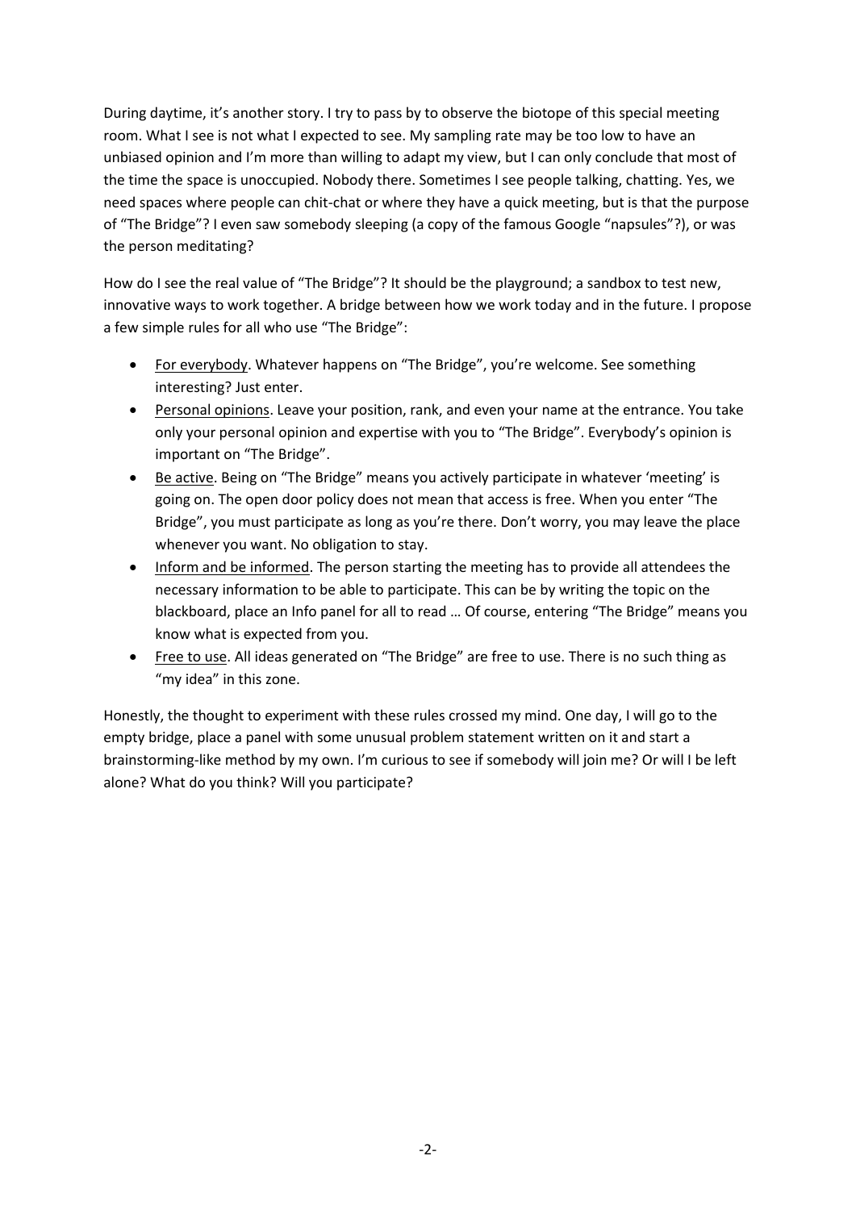During daytime, it's another story. I try to pass by to observe the biotope of this special meeting room. What I see is not what I expected to see. My sampling rate may be too low to have an unbiased opinion and I'm more than willing to adapt my view, but I can only conclude that most of the time the space is unoccupied. Nobody there. Sometimes I see people talking, chatting. Yes, we need spaces where people can chit-chat or where they have a quick meeting, but is that the purpose of "The Bridge"? I even saw somebody sleeping (a copy of the famous Google "napsules"?), or was the person meditating?

How do I see the real value of "The Bridge"? It should be the playground; a sandbox to test new, innovative ways to work together. A bridge between how we work today and in the future. I propose a few simple rules for all who use "The Bridge":

- <u>For everybody</u>. Whatever happens on "The Bridge", you're welcome. See something interesting? Just enter.
- <u>Personal opinions</u>. Leave your position, rank, and even your name at the entrance. You take only your personal opinion and expertise with you to "The Bridge". Everybody's opinion is important on "The Bridge".
- <u>Be active</u>. Being on "The Bridge" means you actively participate in whatever 'meeting' is going on. The open door policy does not mean that access is free. When you enter "The Bridge", you must participate as long as you're there. Don't worry, you may leave the place whenever you want. No obligation to stay.
- <u>Inform and be informed</u>. The person starting the meeting has to provide all attendees the necessary information to be able to participate. This can be by writing the topic on the blackboard, place an Info panel for all to read … Of course, entering "The Bridge" means you know what is expected from you.
- <u>Free to use</u>. All ideas generated on "The Bridge" are free to use. There is no such thing as "my idea" in this zone.

Honestly, the thought to experiment with these rules crossed my mind. One day, I will go to the empty bridge, place a panel with some unusual problem statement written on it and start a brainstorming-like method by my own. I'm curious to see if somebody will join me? Or will I be left alone? What do you think? Will you participate?